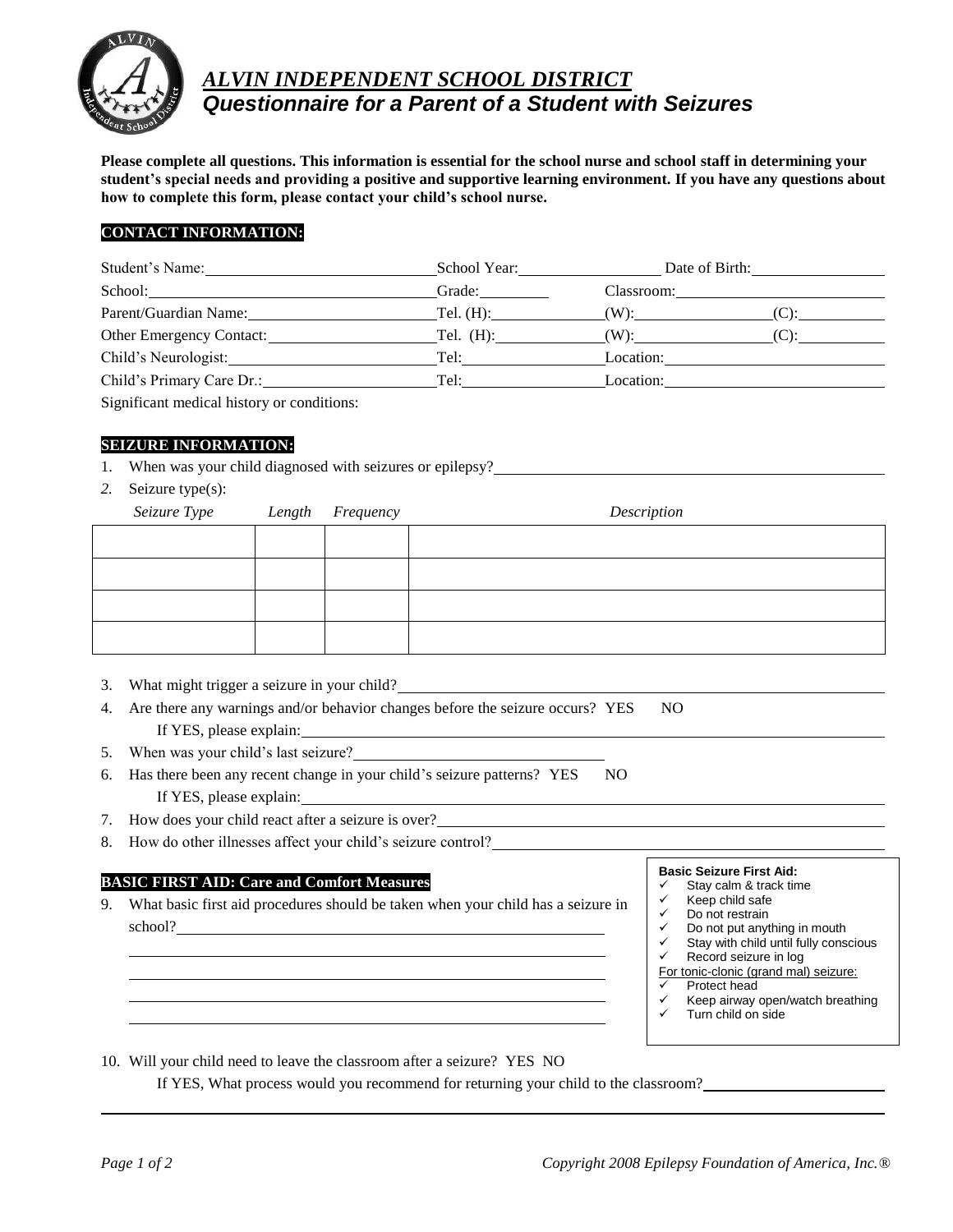# *ALVIN INDEPENDENT SCHOOL DISTRICT*

## *Questionnaire for a Parent of a Student with Seizures*

**Please complete all questions. This information is essential for the school nurse and school staff in determining your student's special needs and providing a positive and supportive learning environment. If you have any questions about how to complete this form, please contact your child's school nurse.**

**CONTACT INFORMATION:**

Student's Name: ____________________ School Year: ____________ Date of Birth: ____________

School: ____________________ Grade: ________ Classroom: ____________________

Parent/Guardian Name: ____________________ Tel. (H): ____________ (W): ____________ (C): ________

Other Emergency Contact: ____________________ Tel. (H): ____________ (W): ____________ (C): ________

Child's Neurologist: ____________________ Tel: ____________ Location: ____________________

Child's Primary Care Dr.: ____________________ Tel: ____________ Location: ____________________

Significant medical history or conditions:

**SEIZURE INFORMATION:**

1. When was your child diagnosed with seizures or epilepsy? ____________________

2. Seizure type(s):

| *Seizure Type* | *Length* | *Frequency* | *Description* |
|---|---|---|---|
| | | | |
| | | | |
| | | | |
| | | | |

3. What might trigger a seizure in your child? ____________________
4. Are there any warnings and/or behavior changes before the seizure occurs? YES NO
   If YES, please explain: ____________________
5. When was your child's last seizure? ____________________
6. Has there been any recent change in your child's seizure patterns? YES NO
   If YES, please explain: ____________________
7. How does your child react after a seizure is over? ____________________
8. How do other illnesses affect your child's seizure control? ____________________

**BASIC FIRST AID: Care and Comfort Measures**

9. What basic first aid procedures should be taken when your child has a seizure in school? ____________________

**Basic Seizure First Aid:**
- ✓ Stay calm & track time
- ✓ Keep child safe
- ✓ Do not restrain
- ✓ Do not put anything in mouth
- ✓ Stay with child until fully conscious
- ✓ Record seizure in log

For tonic-clonic (grand mal) seizure:
- ✓ Protect head
- ✓ Keep airway open/watch breathing
- ✓ Turn child on side

10. Will your child need to leave the classroom after a seizure? YES NO
    If YES, What process would you recommend for returning your child to the classroom? ____________________

*Copyright 2008 Epilepsy Foundation of America, Inc.®*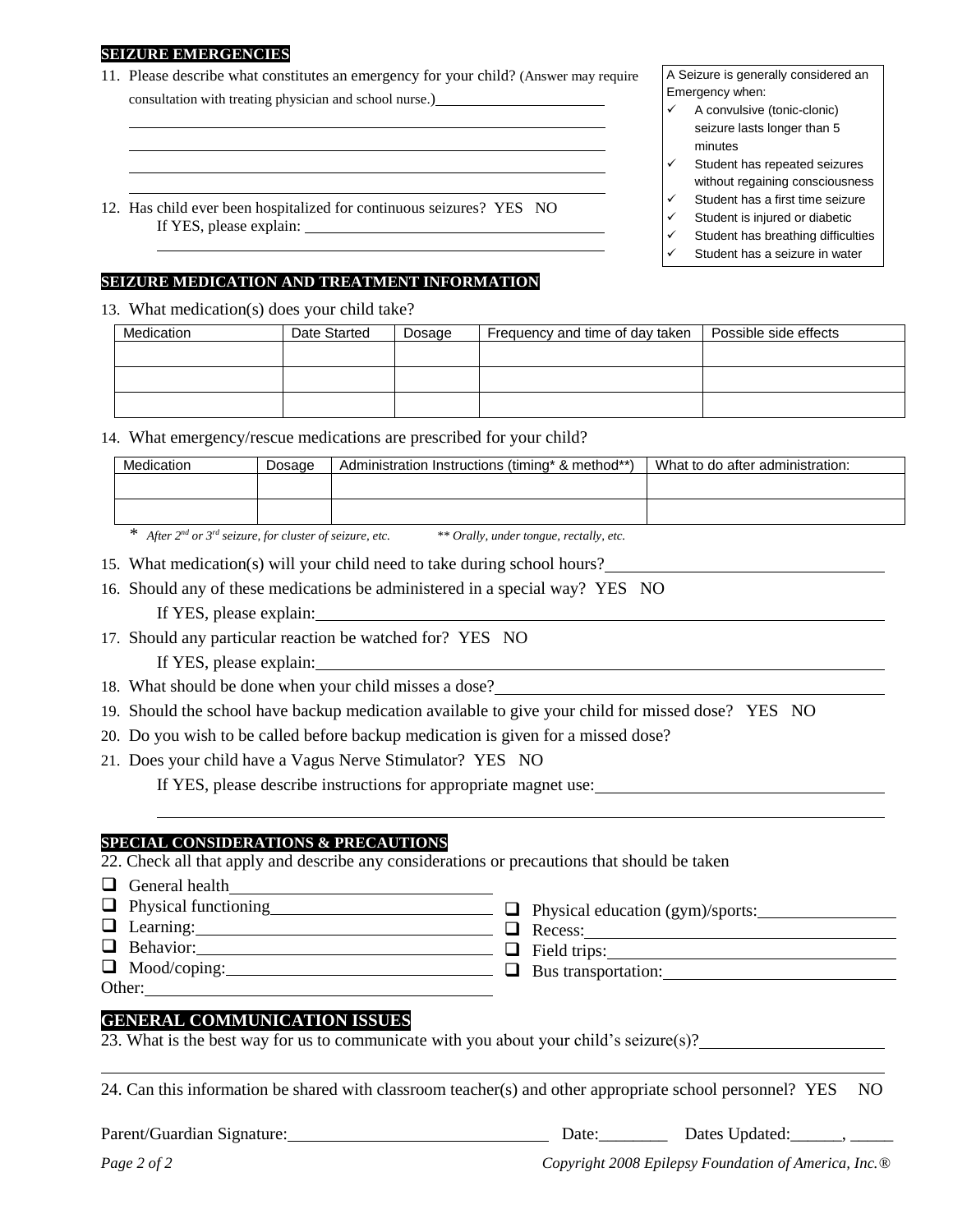## SEIZURE EMERGENCIES

11. Please describe what constitutes an emergency for your child? (Answer may require consultation with treating physician and school nurse.)\_\_\_\_\_\_\_\_\_\_\_\_\_\_\_\_\_\_\_\_

12. Has child ever been hospitalized for continuous seizures? YES NO
    If YES, please explain: \_\_\_\_\_\_\_\_\_\_\_\_\_\_\_\_\_\_\_\_

A Seizure is generally considered an Emergency when:

- ✓ A convulsive (tonic-clonic) seizure lasts longer than 5 minutes
- ✓ Student has repeated seizures without regaining consciousness
- ✓ Student has a first time seizure
- ✓ Student is injured or diabetic
- ✓ Student has breathing difficulties
- ✓ Student has a seizure in water

## SEIZURE MEDICATION AND TREATMENT INFORMATION

13. What medication(s) does your child take?

| Medication | Date Started | Dosage | Frequency and time of day taken | Possible side effects |
|---|---|---|---|---|
| | | | | |
| | | | | |
| | | | | |

14. What emergency/rescue medications are prescribed for your child?

| Medication | Dosage | Administration Instructions (timing* & method**) | What to do after administration: |
|---|---|---|---|
| | | | |
| | | | |

\* *After 2nd or 3rd seizure, for cluster of seizure, etc.* *** Orally, under tongue, rectally, etc.*

15. What medication(s) will your child need to take during school hours?\_\_\_\_\_\_\_\_\_\_\_\_\_\_\_\_\_\_\_\_
16. Should any of these medications be administered in a special way? YES NO
    If YES, please explain:\_\_\_\_\_\_\_\_\_\_\_\_\_\_\_\_\_\_\_\_
17. Should any particular reaction be watched for? YES NO
    If YES, please explain:\_\_\_\_\_\_\_\_\_\_\_\_\_\_\_\_\_\_\_\_
18. What should be done when your child misses a dose?\_\_\_\_\_\_\_\_\_\_\_\_\_\_\_\_\_\_\_\_
19. Should the school have backup medication available to give your child for missed dose? YES NO
20. Do you wish to be called before backup medication is given for a missed dose?
21. Does your child have a Vagus Nerve Stimulator? YES NO
    If YES, please describe instructions for appropriate magnet use:\_\_\_\_\_\_\_\_\_\_\_\_\_\_\_\_\_\_\_\_

## SPECIAL CONSIDERATIONS & PRECAUTIONS

22. Check all that apply and describe any considerations or precautions that should be taken

- ❑ General health\_\_\_\_\_\_\_\_\_\_\_\_\_\_\_\_\_\_\_\_
- ❑ Physical functioning\_\_\_\_\_\_\_\_\_\_\_\_\_\_\_\_\_\_\_\_
- ❑ Learning:\_\_\_\_\_\_\_\_\_\_\_\_\_\_\_\_\_\_\_\_
- ❑ Behavior:\_\_\_\_\_\_\_\_\_\_\_\_\_\_\_\_\_\_\_\_
- ❑ Mood/coping:\_\_\_\_\_\_\_\_\_\_\_\_\_\_\_\_\_\_\_\_
- ❑ Physical education (gym)/sports:\_\_\_\_\_\_\_\_\_\_\_\_\_\_\_\_\_\_\_\_
- ❑ Recess:\_\_\_\_\_\_\_\_\_\_\_\_\_\_\_\_\_\_\_\_
- ❑ Field trips:\_\_\_\_\_\_\_\_\_\_\_\_\_\_\_\_\_\_\_\_
- ❑ Bus transportation:\_\_\_\_\_\_\_\_\_\_\_\_\_\_\_\_\_\_\_\_

Other:\_\_\_\_\_\_\_\_\_\_\_\_\_\_\_\_\_\_\_\_

## GENERAL COMMUNICATION ISSUES

23. What is the best way for us to communicate with you about your child's seizure(s)?\_\_\_\_\_\_\_\_\_\_\_\_\_\_\_\_\_\_\_\_

24. Can this information be shared with classroom teacher(s) and other appropriate school personnel? YES NO

Parent/Guardian Signature:\_\_\_\_\_\_\_\_\_\_\_\_\_\_\_\_\_\_\_\_ Date:\_\_\_\_\_\_\_\_ Dates Updated:\_\_\_\_\_\_, \_\_\_\_\_

*Copyright 2008 Epilepsy Foundation of America, Inc.®*